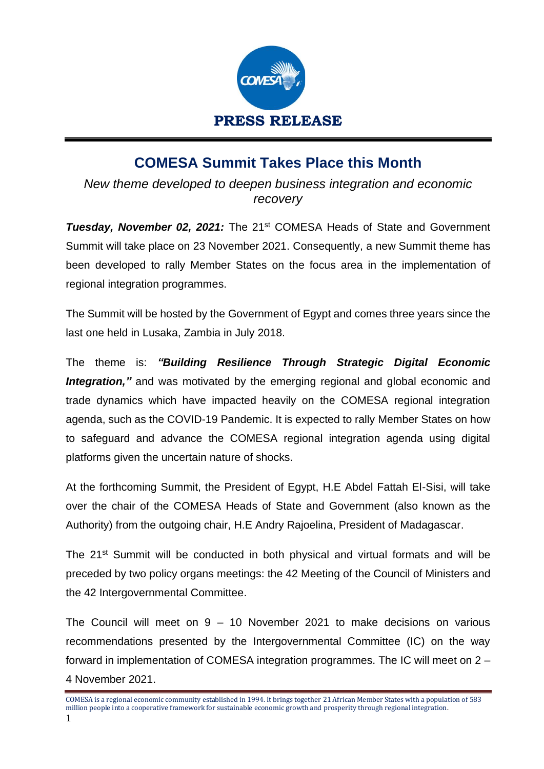**PRESS RELEASE**

# COMESA Summit Takes Place this Month

*New theme developed to deepen business integration and economic recovery*

***Tuesday, November 02, 2021:*** The 21st COMESA Heads of State and Government Summit will take place on 23 November 2021. Consequently, a new Summit theme has been developed to rally Member States on the focus area in the implementation of regional integration programmes.

The Summit will be hosted by the Government of Egypt and comes three years since the last one held in Lusaka, Zambia in July 2018.

The theme is: ***"Building Resilience Through Strategic Digital Economic Integration,"*** and was motivated by the emerging regional and global economic and trade dynamics which have impacted heavily on the COMESA regional integration agenda, such as the COVID-19 Pandemic. It is expected to rally Member States on how to safeguard and advance the COMESA regional integration agenda using digital platforms given the uncertain nature of shocks.

At the forthcoming Summit, the President of Egypt, H.E Abdel Fattah El-Sisi, will take over the chair of the COMESA Heads of State and Government (also known as the Authority) from the outgoing chair, H.E Andry Rajoelina, President of Madagascar.

The 21st Summit will be conducted in both physical and virtual formats and will be preceded by two policy organs meetings: the 42 Meeting of the Council of Ministers and the 42 Intergovernmental Committee.

The Council will meet on 9 – 10 November 2021 to make decisions on various recommendations presented by the Intergovernmental Committee (IC) on the way forward in implementation of COMESA integration programmes. The IC will meet on 2 – 4 November 2021.

COMESA is a regional economic community established in 1994. It brings together 21 African Member States with a population of 583 million people into a cooperative framework for sustainable economic growth and prosperity through regional integration.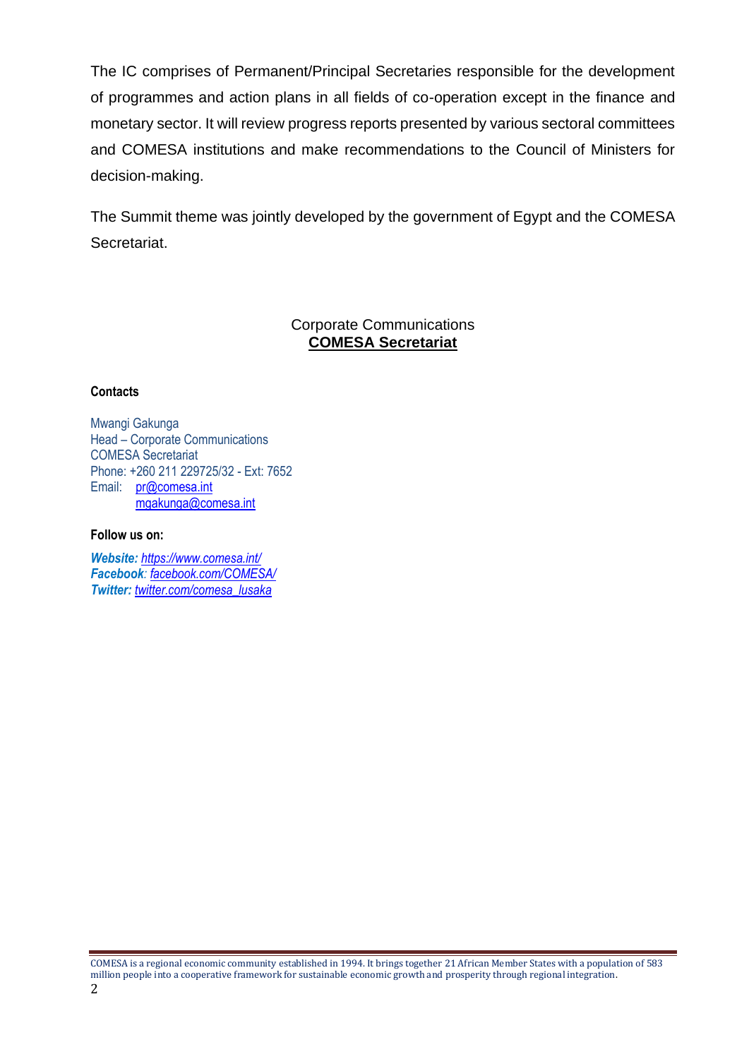The IC comprises of Permanent/Principal Secretaries responsible for the development of programmes and action plans in all fields of co-operation except in the finance and monetary sector. It will review progress reports presented by various sectoral committees and COMESA institutions and make recommendations to the Council of Ministers for decision-making.

The Summit theme was jointly developed by the government of Egypt and the COMESA Secretariat.

Corporate Communications
**COMESA Secretariat**

**Contacts**

Mwangi Gakunga
Head – Corporate Communications
COMESA Secretariat
Phone: +260 211 229725/32 - Ext: 7652
Email: pr@comesa.int
mgakunga@comesa.int

**Follow us on:**

***Website:*** *https://www.comesa.int/*
***Facebook****: facebook.com/COMESA/*
***Twitter:*** *twitter.com/comesa_lusaka*

COMESA is a regional economic community established in 1994. It brings together 21 African Member States with a population of 583 million people into a cooperative framework for sustainable economic growth and prosperity through regional integration.